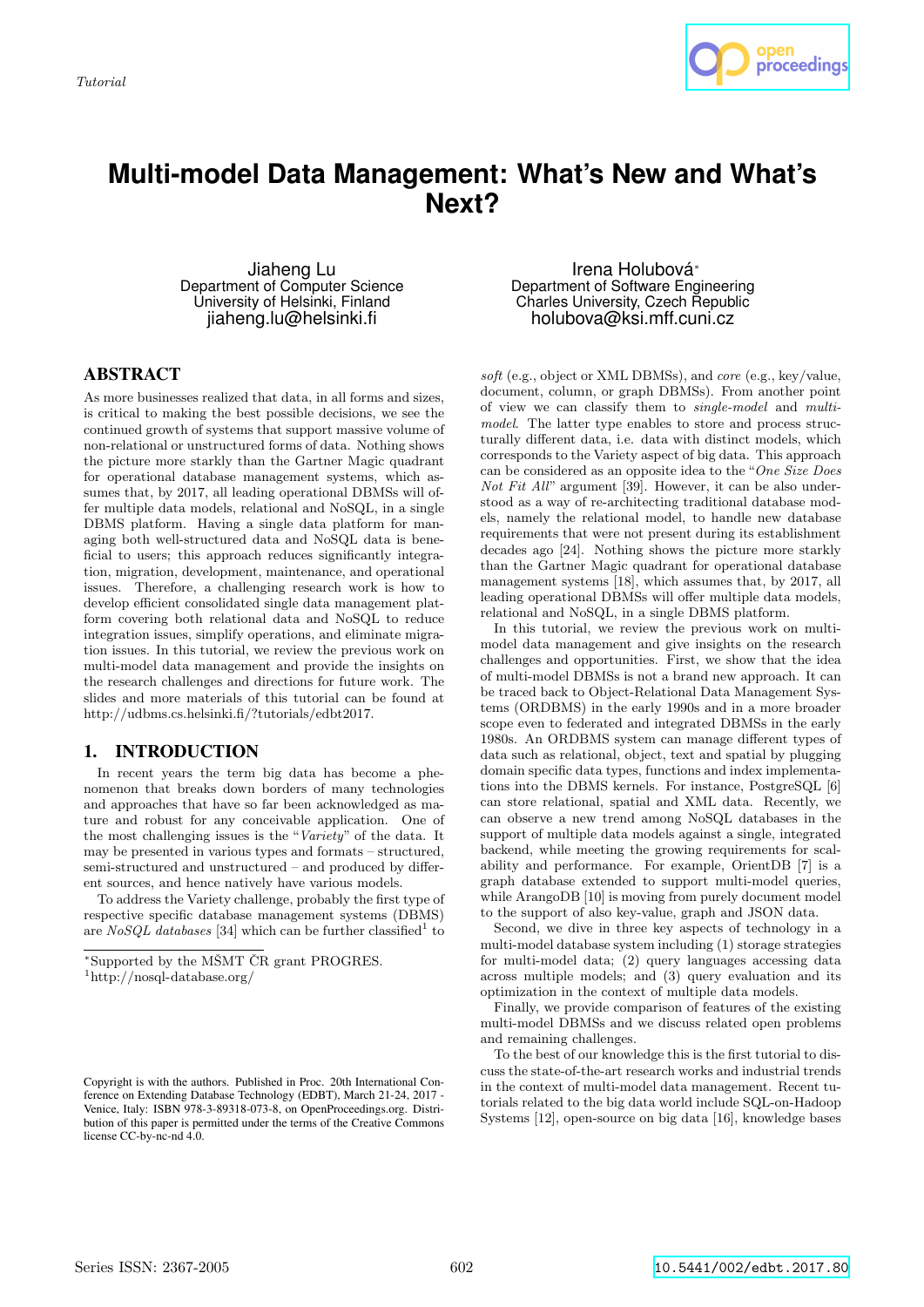Tutorial

# Multi-model Data Management: What's New and What's Next?

Jiaheng Lu
Department of Computer Science
University of Helsinki, Finland
jiaheng.lu@helsinki.fi

Irena Holubová*
Department of Software Engineering
Charles University, Czech Republic
holubova@ksi.mff.cuni.cz

## ABSTRACT

As more businesses realized that data, in all forms and sizes, is critical to making the best possible decisions, we see the continued growth of systems that support massive volume of non-relational or unstructured forms of data. Nothing shows the picture more starkly than the Gartner Magic quadrant for operational database management systems, which assumes that, by 2017, all leading operational DBMSs will offer multiple data models, relational and NoSQL, in a single DBMS platform. Having a single data platform for managing both well-structured data and NoSQL data is beneficial to users; this approach reduces significantly integration, migration, development, maintenance, and operational issues. Therefore, a challenging research work is how to develop efficient consolidated single data management platform covering both relational data and NoSQL to reduce integration issues, simplify operations, and eliminate migration issues. In this tutorial, we review the previous work on multi-model data management and provide the insights on the research challenges and directions for future work. The slides and more materials of this tutorial can be found at http://udbms.cs.helsinki.fi/?tutorials/edbt2017.

## 1. INTRODUCTION

In recent years the term big data has become a phenomenon that breaks down borders of many technologies and approaches that have so far been acknowledged as mature and robust for any conceivable application. One of the most challenging issues is the "*Variety*" of the data. It may be presented in various types and formats – structured, semi-structured and unstructured – and produced by different sources, and hence natively have various models.

To address the Variety challenge, probably the first type of respective specific database management systems (DBMS) are *NoSQL databases* [34] which can be further classified[1] to *soft* (e.g., object or XML DBMSs), and *core* (e.g., key/value, document, column, or graph DBMSs). From another point of view we can classify them to *single-model* and *multi-model*. The latter type enables to store and process structurally different data, i.e. data with distinct models, which corresponds to the Variety aspect of big data. This approach can be considered as an opposite idea to the "*One Size Does Not Fit All*" argument [39]. However, it can be also understood as a way of re-architecting traditional database models, namely the relational model, to handle new database requirements that were not present during its establishment decades ago [24]. Nothing shows the picture more starkly than the Gartner Magic quadrant for operational database management systems [18], which assumes that, by 2017, all leading operational DBMSs will offer multiple data models, relational and NoSQL, in a single DBMS platform.

In this tutorial, we review the previous work on multi-model data management and give insights on the research challenges and opportunities. First, we show that the idea of multi-model DBMSs is not a brand new approach. It can be traced back to Object-Relational Database Management Systems (ORDBMS) in the early 1990s and in a more broader scope even to federated and integrated DBMSs in the early 1980s. An ORDBMS system can manage different types of data such as relational, object, text and spatial by plugging domain specific data types, functions and index implementations into the DBMS kernels. For instance, PostgreSQL [6] can store relational, spatial and XML data. Recently, we can observe a new trend among NoSQL databases in the support of multiple data models against a single, integrated backend, while meeting the growing requirements for scalability and performance. For example, OrientDB [7] is a graph database extended to support multi-model queries, while ArangoDB [10] is moving from purely document model to the support of also key-value, graph and JSON data.

Second, we dive in three key aspects of technology in a multi-model database system including (1) storage strategies for multi-model data; (2) query languages accessing data across multiple models; and (3) query evaluation and its optimization in the context of multiple data models.

Finally, we provide comparison of features of the existing multi-model DBMSs and we discuss related open problems and remaining challenges.

To the best of our knowledge this is the first tutorial to discuss the state-of-the-art research works and industrial trends in the context of multi-model data management. Recent tutorials related to the big data world include SQL-on-Hadoop Systems [12], open-source on big data [16], knowledge bases

*Supported by the MŠMT ČR grant PROGRES.
[1]http://nosql-database.org/

Copyright is with the authors. Published in Proc. 20th International Conference on Extending Database Technology (EDBT), March 21-24, 2017 - Venice, Italy: ISBN 978-3-89318-073-8, on OpenProceedings.org. Distribution of this paper is permitted under the terms of the Creative Commons license CC-by-nc-nd 4.0.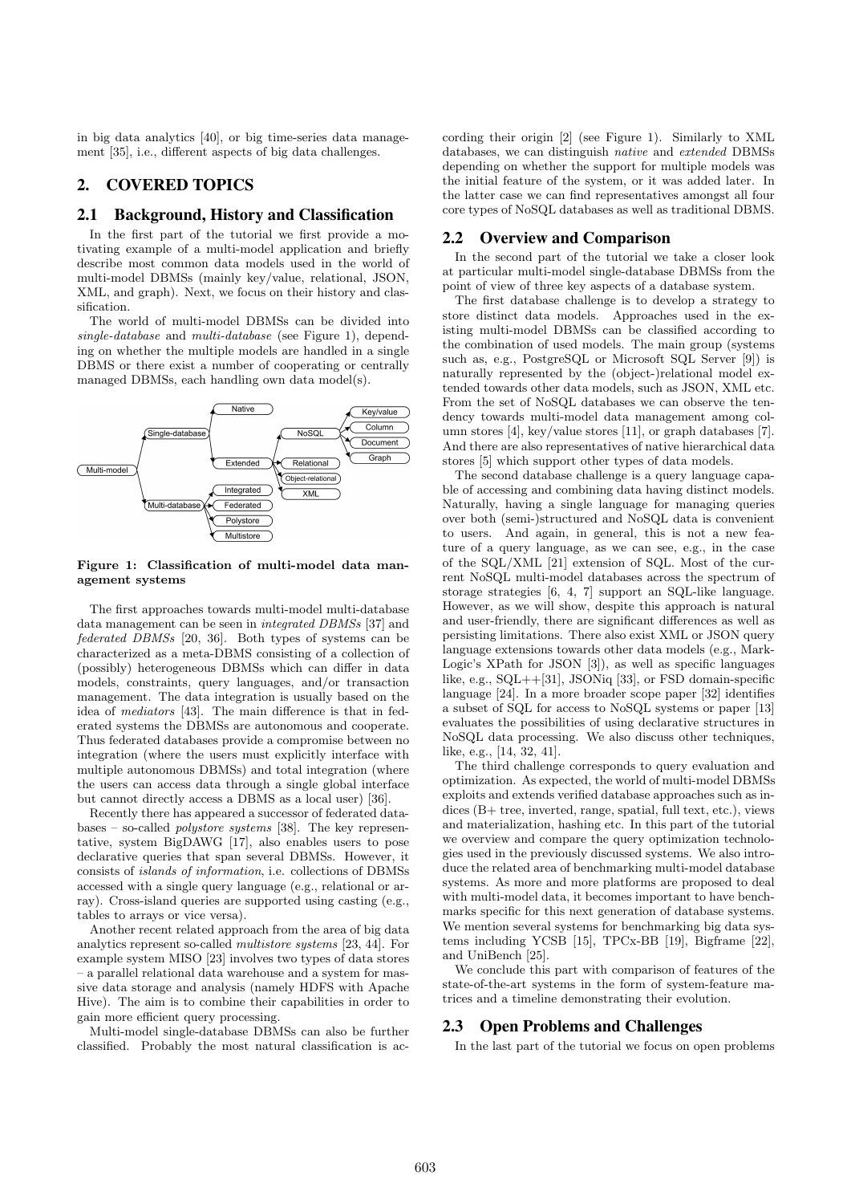in big data analytics [40], or big time-series data management [35], i.e., different aspects of big data challenges.

## 2. COVERED TOPICS

### 2.1 Background, History and Classification

In the first part of the tutorial we first provide a motivating example of a multi-model application and briefly describe most common data models used in the world of multi-model DBMSs (mainly key/value, relational, JSON, XML, and graph). Next, we focus on their history and classification.

The world of multi-model DBMSs can be divided into *single-database* and *multi-database* (see Figure 1), depending on whether the multiple models are handled in a single DBMS or there exist a number of cooperating or centrally managed DBMSs, each handling own data model(s).

**Figure 1: Classification of multi-model data management systems**

The first approaches towards multi-model multi-database data management can be seen in *integrated DBMSs* [37] and *federated DBMSs* [20, 36]. Both types of systems can be characterized as a meta-DBMS consisting of a collection of (possibly) heterogeneous DBMSs which can differ in data models, constraints, query languages, and/or transaction management. The data integration is usually based on the idea of *mediators* [43]. The main difference is that in federated systems the DBMSs are autonomous and cooperate. Thus federated databases provide a compromise between no integration (where the users must explicitly interface with multiple autonomous DBMSs) and total integration (where the users can access data through a single global interface but cannot directly access a DBMS as a local user) [36].

Recently there has appeared a successor of federated databases – so-called *polystore systems* [38]. The key representative, system BigDAWG [17], also enables users to pose declarative queries that span several DBMSs. However, it consists of *islands of information*, i.e. collections of DBMSs accessed with a single query language (e.g., relational or array). Cross-island queries are supported using casting (e.g., tables to arrays or vice versa).

Another recent related approach from the area of big data analytics represent so-called *multistore systems* [23, 44]. For example system MISO [23] involves two types of data stores – a parallel relational data warehouse and a system for massive data storage and analysis (namely HDFS with Apache Hive). The aim is to combine their capabilities in order to gain more efficient query processing.

Multi-model single-database DBMSs can also be further classified. Probably the most natural classification is according their origin [2] (see Figure 1). Similarly to XML databases, we can distinguish *native* and *extended* DBMSs depending on whether the support for multiple models was the initial feature of the system, or it was added later. In the latter case we can find representatives amongst all four core types of NoSQL databases as well as traditional DBMS.

### 2.2 Overview and Comparison

In the second part of the tutorial we take a closer look at particular multi-model single-database DBMSs from the point of view of three key aspects of a database system.

The first database challenge is to develop a strategy to store distinct data models. Approaches used in the existing multi-model DBMSs can be classified according to the combination of used models. The main group (systems such as, e.g., PostgreSQL or Microsoft SQL Server [9]) is naturally represented by the (object-)relational model extended towards other data models, such as JSON, XML etc. From the set of NoSQL databases we can observe the tendency towards multi-model data management among column stores [4], key/value stores [11], or graph databases [7]. And there are also representatives of native hierarchical data stores [5] which support other types of data models.

The second database challenge is a query language capable of accessing and combining data having distinct models. Naturally, having a single language for managing queries over both (semi-)structured and NoSQL data is convenient to users. And again, in general, this is not a new feature of a query language, as we can see, e.g., in the case of the SQL/XML [21] extension of SQL. Most of the current NoSQL multi-model databases across the spectrum of storage strategies [6, 4, 7] support an SQL-like language. However, as we will show, despite this approach is natural and user-friendly, there are significant differences as well as persisting limitations. There also exist XML or JSON query language extensions towards other data models (e.g., MarkLogic's XPath for JSON [3]), as well as specific languages like, e.g., SQL++[31], JSONiq [33], or FSD domain-specific language [24]. In a more broader scope paper [32] identifies a subset of SQL for access to NoSQL systems or paper [13] evaluates the possibilities of using declarative structures in NoSQL data processing. We also discuss other techniques, like, e.g., [14, 32, 41].

The third challenge corresponds to query evaluation and optimization. As expected, the world of multi-model DBMSs exploits and extends verified database approaches such as indices (B+ tree, inverted, range, spatial, full text, etc.), views and materialization, hashing etc. In this part of the tutorial we overview and compare the query optimization technologies used in the previously discussed systems. We also introduce the related area of benchmarking multi-model database systems. As more and more platforms are proposed to deal with multi-model data, it becomes important to have benchmarks specific for this next generation of database systems. We mention several systems for benchmarking big data systems including YCSB [15], TPCx-BB [19], Bigframe [22], and UniBench [25].

We conclude this part with comparison of features of the state-of-the-art systems in the form of system-feature matrices and a timeline demonstrating their evolution.

### 2.3 Open Problems and Challenges

In the last part of the tutorial we focus on open problems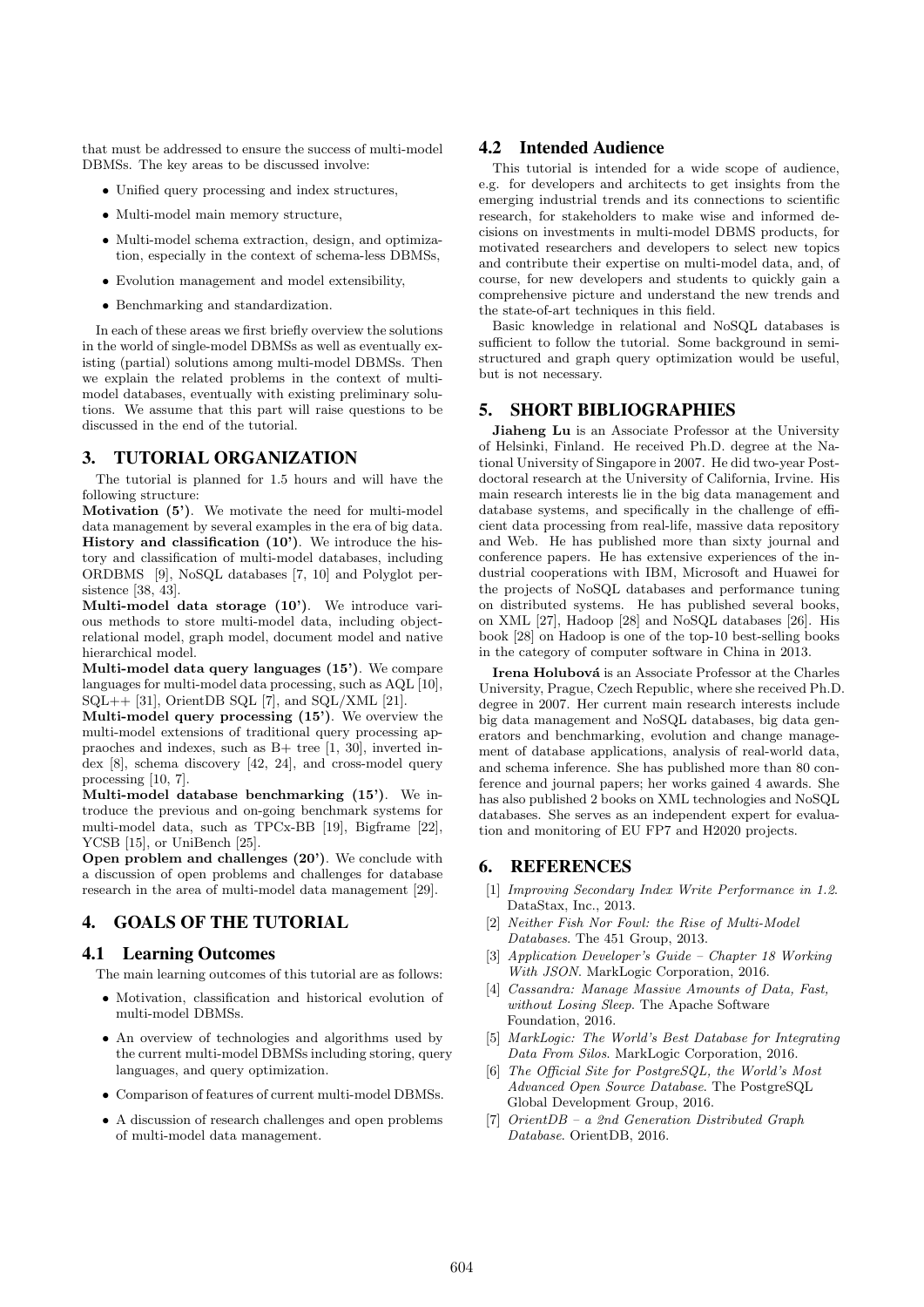that must be addressed to ensure the success of multi-model DBMSs. The key areas to be discussed involve:

- Unified query processing and index structures,
- Multi-model main memory structure,
- Multi-model schema extraction, design, and optimization, especially in the context of schema-less DBMSs,
- Evolution management and model extensibility,
- Benchmarking and standardization.

In each of these areas we first briefly overview the solutions in the world of single-model DBMSs as well as eventually existing (partial) solutions among multi-model DBMSs. Then we explain the related problems in the context of multi-model databases, eventually with existing preliminary solutions. We assume that this part will raise questions to be discussed in the end of the tutorial.

## 3. TUTORIAL ORGANIZATION

The tutorial is planned for 1.5 hours and will have the following structure:

**Motivation (5')**. We motivate the need for multi-model data management by several examples in the era of big data.

**History and classification (10')**. We introduce the history and classification of multi-model databases, including ORDBMS [9], NoSQL databases [7, 10] and Polyglot persistence [38, 43].

**Multi-model data storage (10')**. We introduce various methods to store multi-model data, including object-relational model, graph model, document model and native hierarchical model.

**Multi-model data query languages (15')**. We compare languages for multi-model data processing, such as AQL [10], SQL++ [31], OrientDB SQL [7], and SQL/XML [21].

**Multi-model query processing (15')**. We overview the multi-model extensions of traditional query processing appraoches and indexes, such as B+ tree [1, 30], inverted index [8], schema discovery [42, 24], and cross-model query processing [10, 7].

**Multi-model database benchmarking (15')**. We introduce the previous and on-going benchmark systems for multi-model data, such as TPCx-BB [19], Bigframe [22], YCSB [15], or UniBench [25].

**Open problem and challenges (20')**. We conclude with a discussion of open problems and challenges for database research in the area of multi-model data management [29].

## 4. GOALS OF THE TUTORIAL

### 4.1 Learning Outcomes

The main learning outcomes of this tutorial are as follows:

- Motivation, classification and historical evolution of multi-model DBMSs.
- An overview of technologies and algorithms used by the current multi-model DBMSs including storing, query languages, and query optimization.
- Comparison of features of current multi-model DBMSs.
- A discussion of research challenges and open problems of multi-model data management.

### 4.2 Intended Audience

This tutorial is intended for a wide scope of audience, e.g. for developers and architects to get insights from the emerging industrial trends and its connections to scientific research, for stakeholders to make wise and informed decisions on investments in multi-model DBMS products, for motivated researchers and developers to select new topics and contribute their expertise on multi-model data, and, of course, for new developers and students to quickly gain a comprehensive picture and understand the new trends and the state-of-art techniques in this field.

Basic knowledge in relational and NoSQL databases is sufficient to follow the tutorial. Some background in semi-structured and graph query optimization would be useful, but is not necessary.

## 5. SHORT BIBLIOGRAPHIES

**Jiaheng Lu** is an Associate Professor at the University of Helsinki, Finland. He received Ph.D. degree at the National University of Singapore in 2007. He did two-year Post-doctoral research at the University of California, Irvine. His main research interests lie in the big data management and database systems, and specifically in the challenge of efficient data processing from real-life, massive data repository and Web. He has published more than sixty journal and conference papers. He has extensive experiences of the industrial cooperations with IBM, Microsoft and Huawei for the projects of NoSQL databases and performance tuning on distributed systems. He has published several books, on XML [27], Hadoop [28] and NoSQL databases [26]. His book [28] on Hadoop is one of the top-10 best-selling books in the category of computer software in China in 2013.

**Irena Holubová** is an Associate Professor at the Charles University, Prague, Czech Republic, where she received Ph.D. degree in 2007. Her current main research interests include big data management and NoSQL databases, big data generators and benchmarking, evolution and change management of database applications, analysis of real-world data, and schema inference. She has published more than 80 conference and journal papers; her works gained 4 awards. She has also published 2 books on XML technologies and NoSQL databases. She serves as an independent expert for evaluation and monitoring of EU FP7 and H2020 projects.

## 6. REFERENCES

[1] *Improving Secondary Index Write Performance in 1.2*. DataStax, Inc., 2013.

[2] *Neither Fish Nor Fowl: the Rise of Multi-Model Databases*. The 451 Group, 2013.

[3] *Application Developer's Guide – Chapter 18 Working With JSON*. MarkLogic Corporation, 2016.

[4] *Cassandra: Manage Massive Amounts of Data, Fast, without Losing Sleep*. The Apache Software Foundation, 2016.

[5] *MarkLogic: The World's Best Database for Integrating Data From Silos*. MarkLogic Corporation, 2016.

[6] *The Official Site for PostgreSQL, the World's Most Advanced Open Source Database*. The PostgreSQL Global Development Group, 2016.

[7] *OrientDB – a 2nd Generation Distributed Graph Database*. OrientDB, 2016.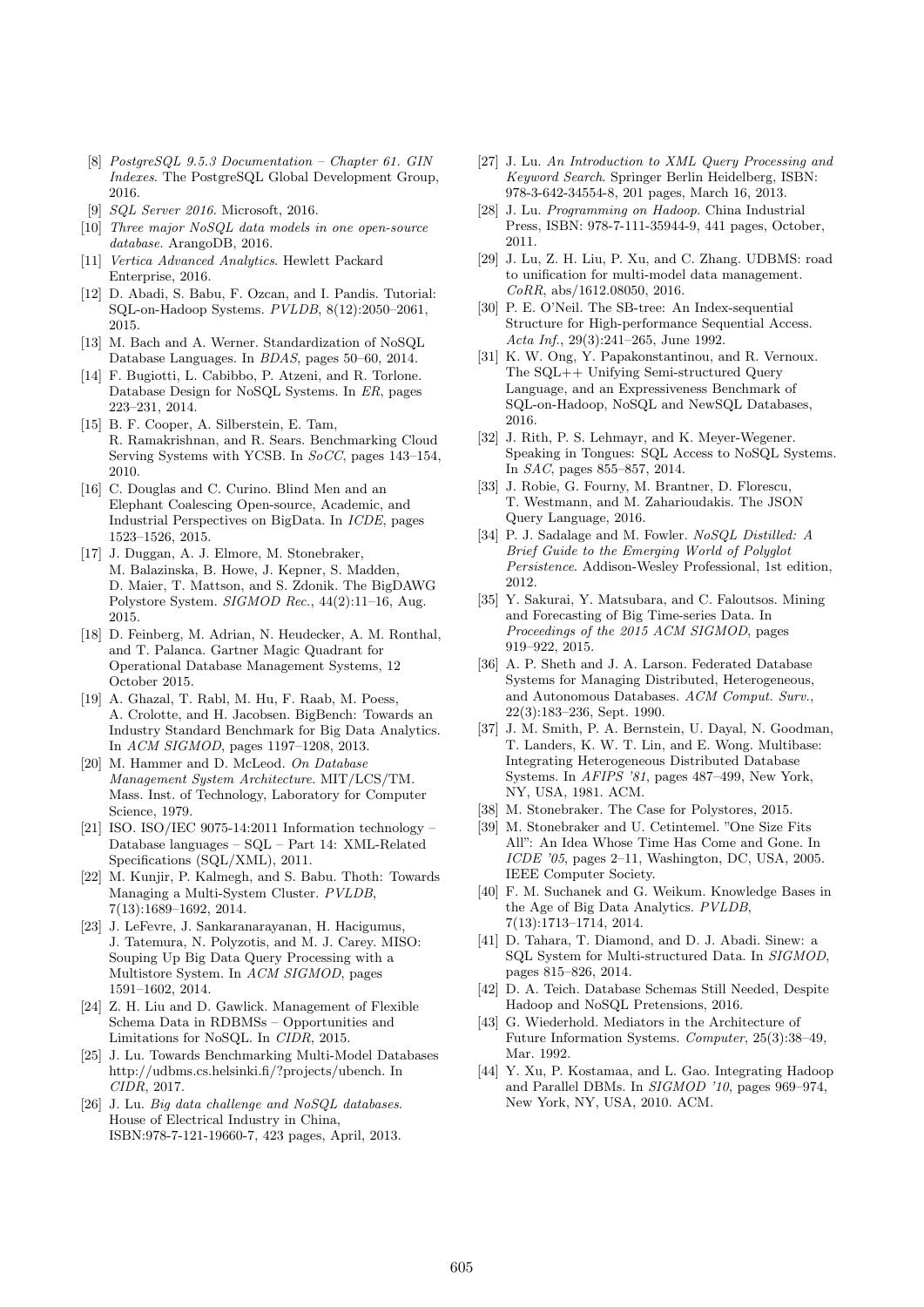[8] *PostgreSQL 9.5.3 Documentation – Chapter 61. GIN Indexes*. The PostgreSQL Global Development Group, 2016.

[9] *SQL Server 2016*. Microsoft, 2016.

[10] *Three major NoSQL data models in one open-source database*. ArangoDB, 2016.

[11] *Vertica Advanced Analytics*. Hewlett Packard Enterprise, 2016.

[12] D. Abadi, S. Babu, F. Ozcan, and I. Pandis. Tutorial: SQL-on-Hadoop Systems. *PVLDB*, 8(12):2050–2061, 2015.

[13] M. Bach and A. Werner. Standardization of NoSQL Database Languages. In *BDAS*, pages 50–60, 2014.

[14] F. Bugiotti, L. Cabibbo, P. Atzeni, and R. Torlone. Database Design for NoSQL Systems. In *ER*, pages 223–231, 2014.

[15] B. F. Cooper, A. Silberstein, E. Tam, R. Ramakrishnan, and R. Sears. Benchmarking Cloud Serving Systems with YCSB. In *SoCC*, pages 143–154, 2010.

[16] C. Douglas and C. Curino. Blind Men and an Elephant Coalescing Open-source, Academic, and Industrial Perspectives on BigData. In *ICDE*, pages 1523–1526, 2015.

[17] J. Duggan, A. J. Elmore, M. Stonebraker, M. Balazinska, B. Howe, J. Kepner, S. Madden, D. Maier, T. Mattson, and S. Zdonik. The BigDAWG Polystore System. *SIGMOD Rec.*, 44(2):11–16, Aug. 2015.

[18] D. Feinberg, M. Adrian, N. Heudecker, A. M. Ronthal, and T. Palanca. Gartner Magic Quadrant for Operational Database Management Systems, 12 October 2015.

[19] A. Ghazal, T. Rabl, M. Hu, F. Raab, M. Poess, A. Crolotte, and H. Jacobsen. BigBench: Towards an Industry Standard Benchmark for Big Data Analytics. In *ACM SIGMOD*, pages 1197–1208, 2013.

[20] M. Hammer and D. McLeod. *On Database Management System Architecture*. MIT/LCS/TM. Mass. Inst. of Technology, Laboratory for Computer Science, 1979.

[21] ISO. ISO/IEC 9075-14:2011 Information technology – Database languages – SQL – Part 14: XML-Related Specifications (SQL/XML), 2011.

[22] M. Kunjir, P. Kalmegh, and S. Babu. Thoth: Towards Managing a Multi-System Cluster. *PVLDB*, 7(13):1689–1692, 2014.

[23] J. LeFevre, J. Sankaranarayanan, H. Hacigumus, J. Tatemura, N. Polyzotis, and M. J. Carey. MISO: Souping Up Big Data Query Processing with a Multistore System. In *ACM SIGMOD*, pages 1591–1602, 2014.

[24] Z. H. Liu and D. Gawlick. Management of Flexible Schema Data in RDBMSs – Opportunities and Limitations for NoSQL. In *CIDR*, 2015.

[25] J. Lu. Towards Benchmarking Multi-Model Databases http://udbms.cs.helsinki.fi/?projects/ubench. In *CIDR*, 2017.

[26] J. Lu. *Big data challenge and NoSQL databases*. House of Electrical Industry in China, ISBN:978-7-121-19660-7, 423 pages, April, 2013.

[27] J. Lu. *An Introduction to XML Query Processing and Keyword Search*. Springer Berlin Heidelberg, ISBN: 978-3-642-34554-8, 201 pages, March 16, 2013.

[28] J. Lu. *Programming on Hadoop*. China Industrial Press, ISBN: 978-7-111-35944-9, 441 pages, October, 2011.

[29] J. Lu, Z. H. Liu, P. Xu, and C. Zhang. UDBMS: road to unification for multi-model data management. *CoRR*, abs/1612.08050, 2016.

[30] P. E. O'Neil. The SB-tree: An Index-sequential Structure for High-performance Sequential Access. *Acta Inf.*, 29(3):241–265, June 1992.

[31] K. W. Ong, Y. Papakonstantinou, and R. Vernoux. The SQL++ Unifying Semi-structured Query Language, and an Expressiveness Benchmark of SQL-on-Hadoop, NoSQL and NewSQL Databases, 2016.

[32] J. Rith, P. S. Lehmayr, and K. Meyer-Wegener. Speaking in Tongues: SQL Access to NoSQL Systems. In *SAC*, pages 855–857, 2014.

[33] J. Robie, G. Fourny, M. Brantner, D. Florescu, T. Westmann, and M. Zaharioudakis. The JSON Query Language, 2016.

[34] P. J. Sadalage and M. Fowler. *NoSQL Distilled: A Brief Guide to the Emerging World of Polyglot Persistence*. Addison-Wesley Professional, 1st edition, 2012.

[35] Y. Sakurai, Y. Matsubara, and C. Faloutsos. Mining and Forecasting of Big Time-series Data. In *Proceedings of the 2015 ACM SIGMOD*, pages 919–922, 2015.

[36] A. P. Sheth and J. A. Larson. Federated Database Systems for Managing Distributed, Heterogeneous, and Autonomous Databases. *ACM Comput. Surv.*, 22(3):183–236, Sept. 1990.

[37] J. M. Smith, P. A. Bernstein, U. Dayal, N. Goodman, T. Landers, K. W. T. Lin, and E. Wong. Multibase: Integrating Heterogeneous Distributed Database Systems. In *AFIPS '81*, pages 487–499, New York, NY, USA, 1981. ACM.

[38] M. Stonebraker. The Case for Polystores, 2015.

[39] M. Stonebraker and U. Cetintemel. "One Size Fits All": An Idea Whose Time Has Come and Gone. In *ICDE '05*, pages 2–11, Washington, DC, USA, 2005. IEEE Computer Society.

[40] F. M. Suchanek and G. Weikum. Knowledge Bases in the Age of Big Data Analytics. *PVLDB*, 7(13):1713–1714, 2014.

[41] D. Tahara, T. Diamond, and D. J. Abadi. Sinew: a SQL System for Multi-structured Data. In *SIGMOD*, pages 815–826, 2014.

[42] D. A. Teich. Database Schemas Still Needed, Despite Hadoop and NoSQL Pretensions, 2016.

[43] G. Wiederhold. Mediators in the Architecture of Future Information Systems. *Computer*, 25(3):38–49, Mar. 1992.

[44] Y. Xu, P. Kostamaa, and L. Gao. Integrating Hadoop and Parallel DBMs. In *SIGMOD '10*, pages 969–974, New York, NY, USA, 2010. ACM.